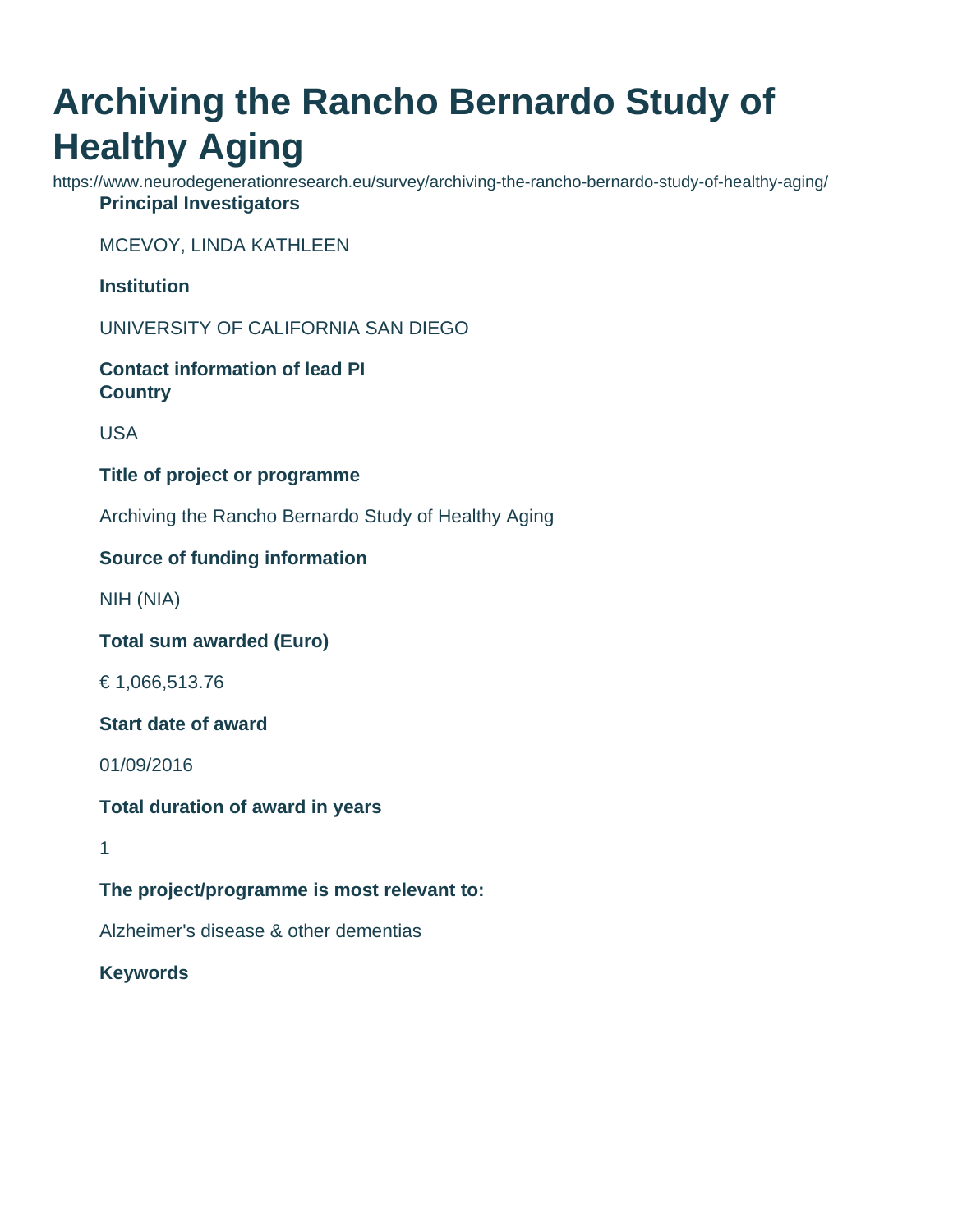# Archiving the Rancho Bernardo Study of Healthy Aging

https://www.neurodegenerationresearch.eu/survey/archiving-the-rancho-bernardo-study-of-healthy-aging/

**Principal Investigators**

MCEVOY, LINDA KATHLEEN

**Institution**

UNIVERSITY OF CALIFORNIA SAN DIEGO

**Contact information of lead PI**

**Country**

USA

**Title of project or programme**

Archiving the Rancho Bernardo Study of Healthy Aging

**Source of funding information**

NIH (NIA)

**Total sum awarded (Euro)**

€ 1,066,513.76

**Start date of award**

01/09/2016

**Total duration of award in years**

1

**The project/programme is most relevant to:**

Alzheimer's disease & other dementias

**Keywords**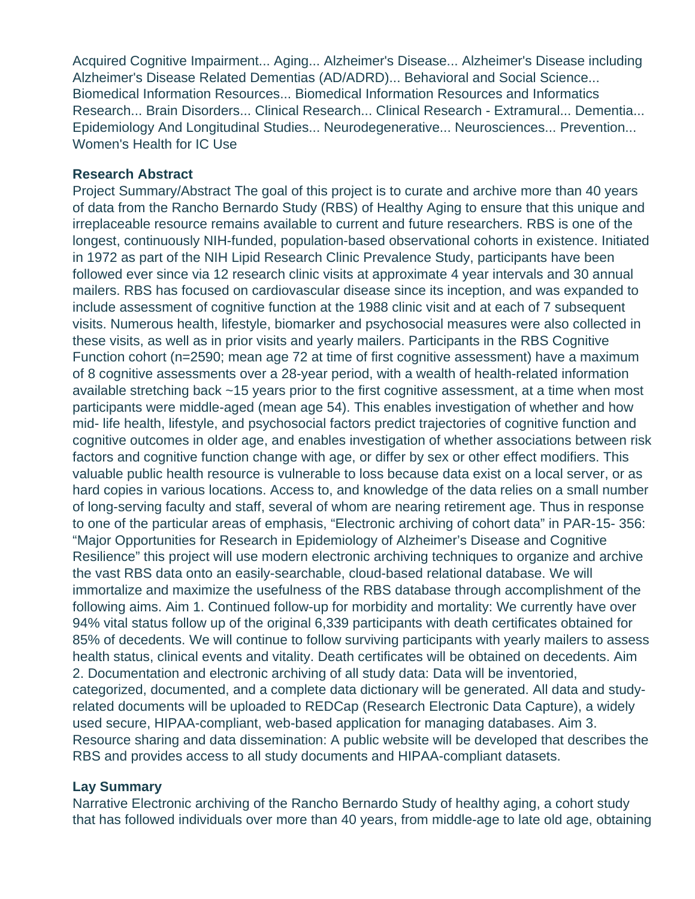Acquired Cognitive Impairment... Aging... Alzheimer's Disease... Alzheimer's Disease including Alzheimer's Disease Related Dementias (AD/ADRD)... Behavioral and Social Science... Biomedical Information Resources... Biomedical Information Resources and Informatics Research... Brain Disorders... Clinical Research... Clinical Research - Extramural... Dementia... Epidemiology And Longitudinal Studies... Neurodegenerative... Neurosciences... Prevention... Women's Health for IC Use

**Research Abstract**

Project Summary/Abstract The goal of this project is to curate and archive more than 40 years of data from the Rancho Bernardo Study (RBS) of Healthy Aging to ensure that this unique and irreplaceable resource remains available to current and future researchers. RBS is one of the longest, continuously NIH-funded, population-based observational cohorts in existence. Initiated in 1972 as part of the NIH Lipid Research Clinic Prevalence Study, participants have been followed ever since via 12 research clinic visits at approximate 4 year intervals and 30 annual mailers. RBS has focused on cardiovascular disease since its inception, and was expanded to include assessment of cognitive function at the 1988 clinic visit and at each of 7 subsequent visits. Numerous health, lifestyle, biomarker and psychosocial measures were also collected in these visits, as well as in prior visits and yearly mailers. Participants in the RBS Cognitive Function cohort (n=2590; mean age 72 at time of first cognitive assessment) have a maximum of 8 cognitive assessments over a 28-year period, with a wealth of health-related information available stretching back ~15 years prior to the first cognitive assessment, at a time when most participants were middle-aged (mean age 54). This enables investigation of whether and how mid- life health, lifestyle, and psychosocial factors predict trajectories of cognitive function and cognitive outcomes in older age, and enables investigation of whether associations between risk factors and cognitive function change with age, or differ by sex or other effect modifiers. This valuable public health resource is vulnerable to loss because data exist on a local server, or as hard copies in various locations. Access to, and knowledge of the data relies on a small number of long-serving faculty and staff, several of whom are nearing retirement age. Thus in response to one of the particular areas of emphasis, "Electronic archiving of cohort data" in PAR-15- 356: "Major Opportunities for Research in Epidemiology of Alzheimer's Disease and Cognitive Resilience" this project will use modern electronic archiving techniques to organize and archive the vast RBS data onto an easily-searchable, cloud-based relational database. We will immortalize and maximize the usefulness of the RBS database through accomplishment of the following aims. Aim 1. Continued follow-up for morbidity and mortality: We currently have over 94% vital status follow up of the original 6,339 participants with death certificates obtained for 85% of decedents. We will continue to follow surviving participants with yearly mailers to assess health status, clinical events and vitality. Death certificates will be obtained on decedents. Aim 2. Documentation and electronic archiving of all study data: Data will be inventoried, categorized, documented, and a complete data dictionary will be generated. All data and study-related documents will be uploaded to REDCap (Research Electronic Data Capture), a widely used secure, HIPAA-compliant, web-based application for managing databases. Aim 3. Resource sharing and data dissemination: A public website will be developed that describes the RBS and provides access to all study documents and HIPAA-compliant datasets.

**Lay Summary**

Narrative Electronic archiving of the Rancho Bernardo Study of healthy aging, a cohort study that has followed individuals over more than 40 years, from middle-age to late old age, obtaining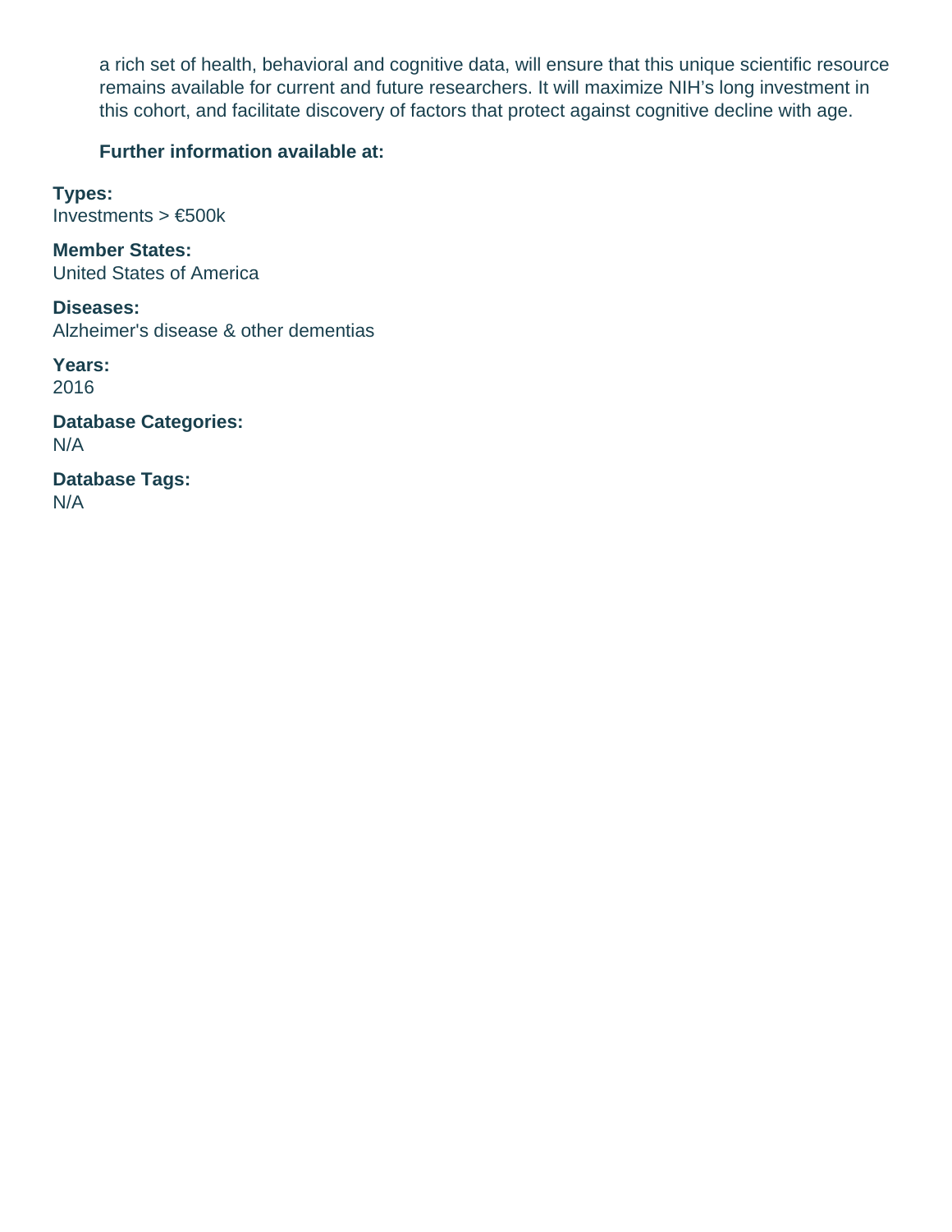a rich set of health, behavioral and cognitive data, will ensure that this unique scientific resource remains available for current and future researchers. It will maximize NIH's long investment in this cohort, and facilitate discovery of factors that protect against cognitive decline with age.

**Further information available at:**

**Types:**
Investments > €500k

**Member States:**
United States of America

**Diseases:**
Alzheimer's disease & other dementias

**Years:**
2016

**Database Categories:**
N/A

**Database Tags:**
N/A